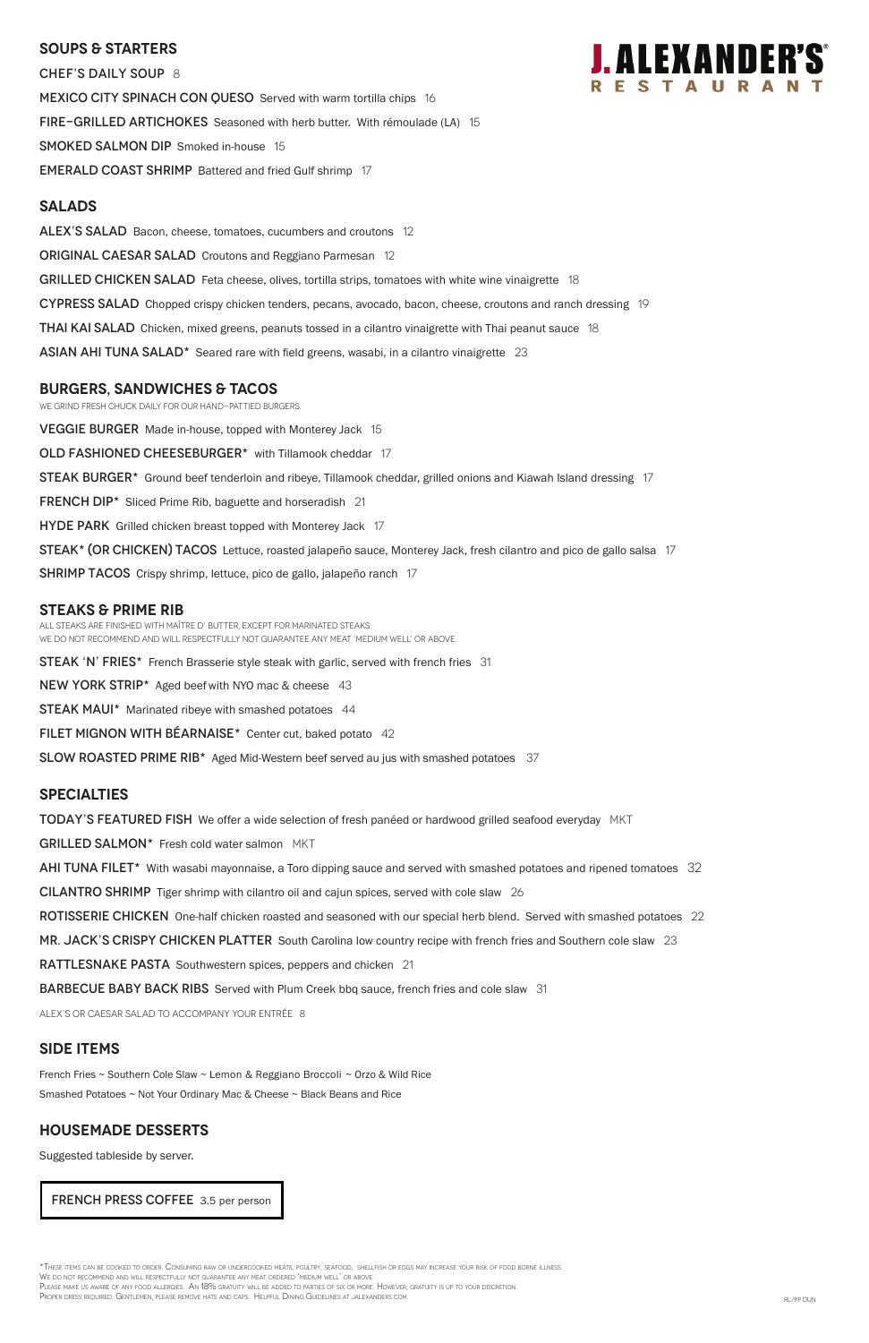# J. ALEXANDER'S RESTAURANT

## SOUPS & STARTERS

CHEF'S DAILY SOUP 8

MEXICO CITY SPINACH CON QUESO Served with warm tortilla chips 16

FIRE-GRILLED ARTICHOKES Seasoned with herb butter. With rémoulade (LA) 15

SMOKED SALMON DIP Smoked in-house 15

EMERALD COAST SHRIMP Battered and fried Gulf shrimp 17

## SALADS

ALEX'S SALAD Bacon, cheese, tomatoes, cucumbers and croutons 12

ORIGINAL CAESAR SALAD Croutons and Reggiano Parmesan 12

GRILLED CHICKEN SALAD Feta cheese, olives, tortilla strips, tomatoes with white wine vinaigrette 18

CYPRESS SALAD Chopped crispy chicken tenders, pecans, avocado, bacon, cheese, croutons and ranch dressing 19

THAI KAI SALAD Chicken, mixed greens, peanuts tossed in a cilantro vinaigrette with Thai peanut sauce 18

ASIAN AHI TUNA SALAD* Seared rare with field greens, wasabi, in a cilantro vinaigrette 23

## BURGERS, SANDWICHES & TACOS

WE GRIND FRESH CHUCK DAILY FOR OUR HAND-PATTIED BURGERS.

VEGGIE BURGER Made in-house, topped with Monterey Jack 15

OLD FASHIONED CHEESEBURGER* with Tillamook cheddar 17

STEAK BURGER* Ground beef tenderloin and ribeye, Tillamook cheddar, grilled onions and Kiawah Island dressing 17

FRENCH DIP* Sliced Prime Rib, baguette and horseradish 21

HYDE PARK Grilled chicken breast topped with Monterey Jack 17

STEAK* (OR CHICKEN) TACOS Lettuce, roasted jalapeño sauce, Monterey Jack, fresh cilantro and pico de gallo salsa 17

SHRIMP TACOS Crispy shrimp, lettuce, pico de gallo, jalapeño ranch 17

## STEAKS & PRIME RIB

ALL STEAKS ARE FINISHED WITH MAÎTRE D' BUTTER, EXCEPT FOR MARINATED STEAKS.
WE DO NOT RECOMMEND AND WILL RESPECTFULLY NOT GUARANTEE ANY MEAT 'MEDIUM WELL' OR ABOVE.

STEAK 'N' FRIES* French Brasserie style steak with garlic, served with french fries 31

NEW YORK STRIP* Aged beef with NYO mac & cheese 43

STEAK MAUI* Marinated ribeye with smashed potatoes 44

FILET MIGNON WITH BÉARNAISE* Center cut, baked potato 42

SLOW ROASTED PRIME RIB* Aged Mid-Western beef served au jus with smashed potatoes 37

## SPECIALTIES

TODAY'S FEATURED FISH We offer a wide selection of fresh panéed or hardwood grilled seafood everyday MKT

GRILLED SALMON* Fresh cold water salmon MKT

AHI TUNA FILET* With wasabi mayonnaise, a Toro dipping sauce and served with smashed potatoes and ripened tomatoes 32

CILANTRO SHRIMP Tiger shrimp with cilantro oil and cajun spices, served with cole slaw 26

ROTISSERIE CHICKEN One-half chicken roasted and seasoned with our special herb blend. Served with smashed potatoes 22

MR. JACK'S CRISPY CHICKEN PLATTER South Carolina low country recipe with french fries and Southern cole slaw 23

RATTLESNAKE PASTA Southwestern spices, peppers and chicken 21

BARBECUE BABY BACK RIBS Served with Plum Creek bbq sauce, french fries and cole slaw 31

ALEX'S OR CAESAR SALAD TO ACCOMPANY YOUR ENTRÉE 8

## SIDE ITEMS

French Fries ~ Southern Cole Slaw ~ Lemon & Reggiano Broccoli ~ Orzo & Wild Rice
Smashed Potatoes ~ Not Your Ordinary Mac & Cheese ~ Black Beans and Rice

## HOUSEMADE DESSERTS

Suggested tableside by server.

FRENCH PRESS COFFEE 3.5 per person

*These items can be cooked to order. Consuming raw or undercooked meats, poultry, seafood, shellfish or eggs may increase your risk of food borne illness.
We do not recommend and will respectfully not guarantee any meat ordered 'medium well' or above.
Please make us aware of any food allergies. An 18% gratuity will be added to parties of six or more. However, gratuity is up to your discretion.
Proper dress required. Gentlemen, please remove hats and caps. Helpful Dining Guidelines at jalexanders.com.

RL/PP DUN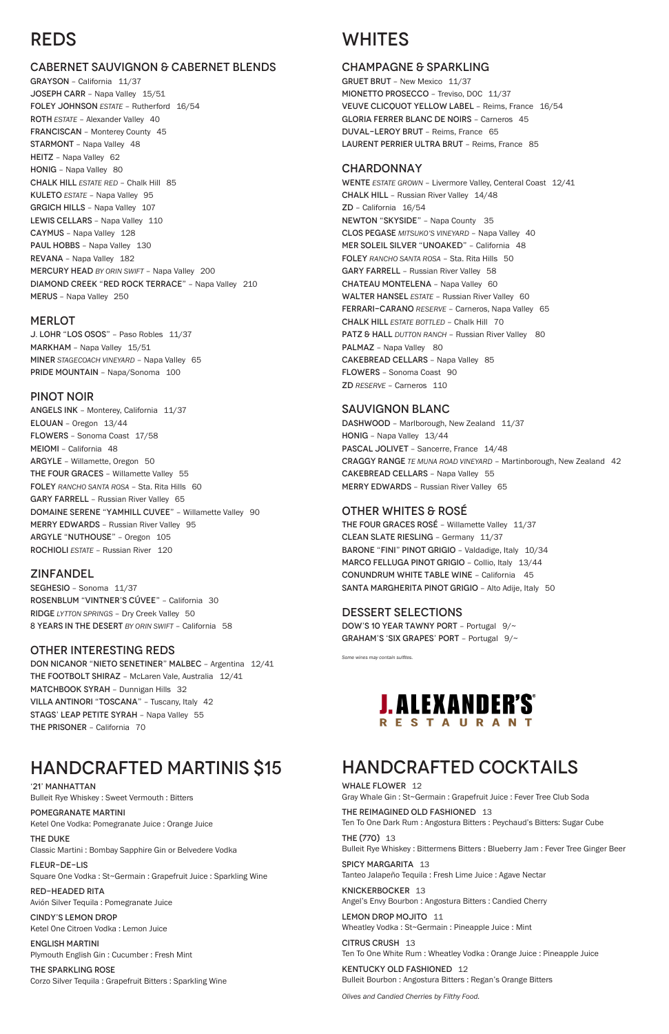# REDS

## CABERNET SAUVIGNON & CABERNET BLENDS

GRAYSON – California 11/37
JOSEPH CARR – Napa Valley 15/51
FOLEY JOHNSON *ESTATE* – Rutherford 16/54
ROTH *ESTATE* – Alexander Valley 40
FRANCISCAN – Monterey County 45
STARMONT – Napa Valley 48
HEITZ – Napa Valley 62
HONIG – Napa Valley 80
CHALK HILL *ESTATE RED* – Chalk Hill 85
KULETO *ESTATE* – Napa Valley 95
GRGICH HILLS – Napa Valley 107
LEWIS CELLARS – Napa Valley 110
CAYMUS – Napa Valley 128
PAUL HOBBS – Napa Valley 130
REVANA – Napa Valley 182
MERCURY HEAD *BY ORIN SWIFT* – Napa Valley 200
DIAMOND CREEK "RED ROCK TERRACE" – Napa Valley 210
MERUS – Napa Valley 250

## MERLOT

J. LOHR "LOS OSOS" – Paso Robles 11/37
MARKHAM – Napa Valley 15/51
MINER *STAGECOACH VINEYARD* – Napa Valley 65
PRIDE MOUNTAIN – Napa/Sonoma 100

## PINOT NOIR

ANGELS INK – Monterey, California 11/37
ELOUAN – Oregon 13/44
FLOWERS – Sonoma Coast 17/58
MEIOMI – California 48
ARGYLE – Willamette, Oregon 50
THE FOUR GRACES – Willamette Valley 55
FOLEY *RANCHO SANTA ROSA* – Sta. Rita Hills 60
GARY FARRELL – Russian River Valley 65
DOMAINE SERENE "YAMHILL CUVEE" – Willamette Valley 90
MERRY EDWARDS – Russian River Valley 95
ARGYLE "NUTHOUSE" – Oregon 105
ROCHIOLI *ESTATE* – Russian River 120

## ZINFANDEL

SEGHESIO – Sonoma 11/37
ROSENBLUM "VINTNER'S CÚVEE" – California 30
RIDGE *LYTTON SPRINGS* – Dry Creek Valley 50
8 YEARS IN THE DESERT *BY ORIN SWIFT* – California 58

## OTHER INTERESTING REDS

DON NICANOR "NIETO SENETINER" MALBEC – Argentina 12/41
THE FOOTBOLT SHIRAZ – McLaren Vale, Australia 12/41
MATCHBOOK SYRAH – Dunnigan Hills 32
VILLA ANTINORI "TOSCANA" – Tuscany, Italy 42
STAGS' LEAP PETITE SYRAH – Napa Valley 55
THE PRISONER – California 70

# WHITES

## CHAMPAGNE & SPARKLING

GRUET BRUT – New Mexico 11/37
MIONETTO PROSECCO – Treviso, DOC 11/37
VEUVE CLICQUOT YELLOW LABEL – Reims, France 16/54
GLORIA FERRER BLANC DE NOIRS – Carneros 45
DUVAL-LEROY BRUT – Reims, France 65
LAURENT PERRIER ULTRA BRUT – Reims, France 85

## CHARDONNAY

WENTE *ESTATE GROWN* – Livermore Valley, Centeral Coast 12/41
CHALK HILL – Russian River Valley 14/48
ZD – California 16/54
NEWTON "SKYSIDE" – Napa County 35
CLOS PEGASE *MITSUKO'S VINEYARD* – Napa Valley 40
MER SOLEIL SILVER "UNOAKED" – California 48
FOLEY *RANCHO SANTA ROSA* – Sta. Rita Hills 50
GARY FARRELL – Russian River Valley 58
CHATEAU MONTELENA – Napa Valley 60
WALTER HANSEL *ESTATE* – Russian River Valley 60
FERRARI-CARANO *RESERVE* – Carneros, Napa Valley 65
CHALK HILL *ESTATE BOTTLED* – Chalk Hill 70
PATZ & HALL *DUTTON RANCH* – Russian River Valley 80
PALMAZ – Napa Valley 80
CAKEBREAD CELLARS – Napa Valley 85
FLOWERS – Sonoma Coast 90
ZD *RESERVE* – Carneros 110

## SAUVIGNON BLANC

DASHWOOD – Marlborough, New Zealand 11/37
HONIG – Napa Valley 13/44
PASCAL JOLIVET – Sancerre, France 14/48
CRAGGY RANGE *TE MUNA ROAD VINEYARD* – Martinborough, New Zealand 42
CAKEBREAD CELLARS – Napa Valley 55
MERRY EDWARDS – Russian River Valley 65

## OTHER WHITES & ROSÉ

THE FOUR GRACES ROSÉ – Willamette Valley 11/37
CLEAN SLATE RIESLING – Germany 11/37
BARONE "FINI" PINOT GRIGIO – Valdadige, Italy 10/34
MARCO FELLUGA PINOT GRIGIO – Collio, Italy 13/44
CONUNDRUM WHITE TABLE WINE – California 45
SANTA MARGHERITA PINOT GRIGIO – Alto Adije, Italy 50

## DESSERT SELECTIONS

DOW'S 10 YEAR TAWNY PORT – Portugal 9/~
GRAHAM'S 'SIX GRAPES' PORT – Portugal 9/~

*Some wines may contain sulfites.*

J. ALEXANDER'S
RESTAURANT

# HANDCRAFTED MARTINIS $15

**'21' MANHATTAN**
Bulleit Rye Whiskey : Sweet Vermouth : Bitters

**POMEGRANATE MARTINI**
Ketel One Vodka: Pomegranate Juice : Orange Juice

**THE DUKE**
Classic Martini : Bombay Sapphire Gin or Belvedere Vodka

**FLEUR-DE-LIS**
Square One Vodka : St~Germain : Grapefruit Juice : Sparkling Wine

**RED-HEADED RITA**
Avión Silver Tequila : Pomegranate Juice

**CINDY'S LEMON DROP**
Ketel One Citroen Vodka : Lemon Juice

**ENGLISH MARTINI**
Plymouth English Gin : Cucumber : Fresh Mint

**THE SPARKLING ROSE**
Corzo Silver Tequila : Grapefruit Bitters : Sparkling Wine

# HANDCRAFTED COCKTAILS

**WHALE FLOWER** 12
Gray Whale Gin : St~Germain : Grapefruit Juice : Fever Tree Club Soda

**THE REIMAGINED OLD FASHIONED** 13
Ten To One Dark Rum : Angostura Bitters : Peychaud's Bitters: Sugar Cube

**THE (770)** 13
Bulleit Rye Whiskey : Bittermens Bitters : Blueberry Jam : Fever Tree Ginger Beer

**SPICY MARGARITA** 13
Tanteo Jalapeño Tequila : Fresh Lime Juice : Agave Nectar

**KNICKERBOCKER** 13
Angel's Envy Bourbon : Angostura Bitters : Candied Cherry

**LEMON DROP MOJITO** 11
Wheatley Vodka : St~Germain : Pineapple Juice : Mint

**CITRUS CRUSH** 13
Ten To One White Rum : Wheatley Vodka : Orange Juice : Pineapple Juice

**KENTUCKY OLD FASHIONED** 12
Bulleit Bourbon : Angostura Bitters : Regan's Orange Bitters

*Olives and Candied Cherries by Filthy Food.*